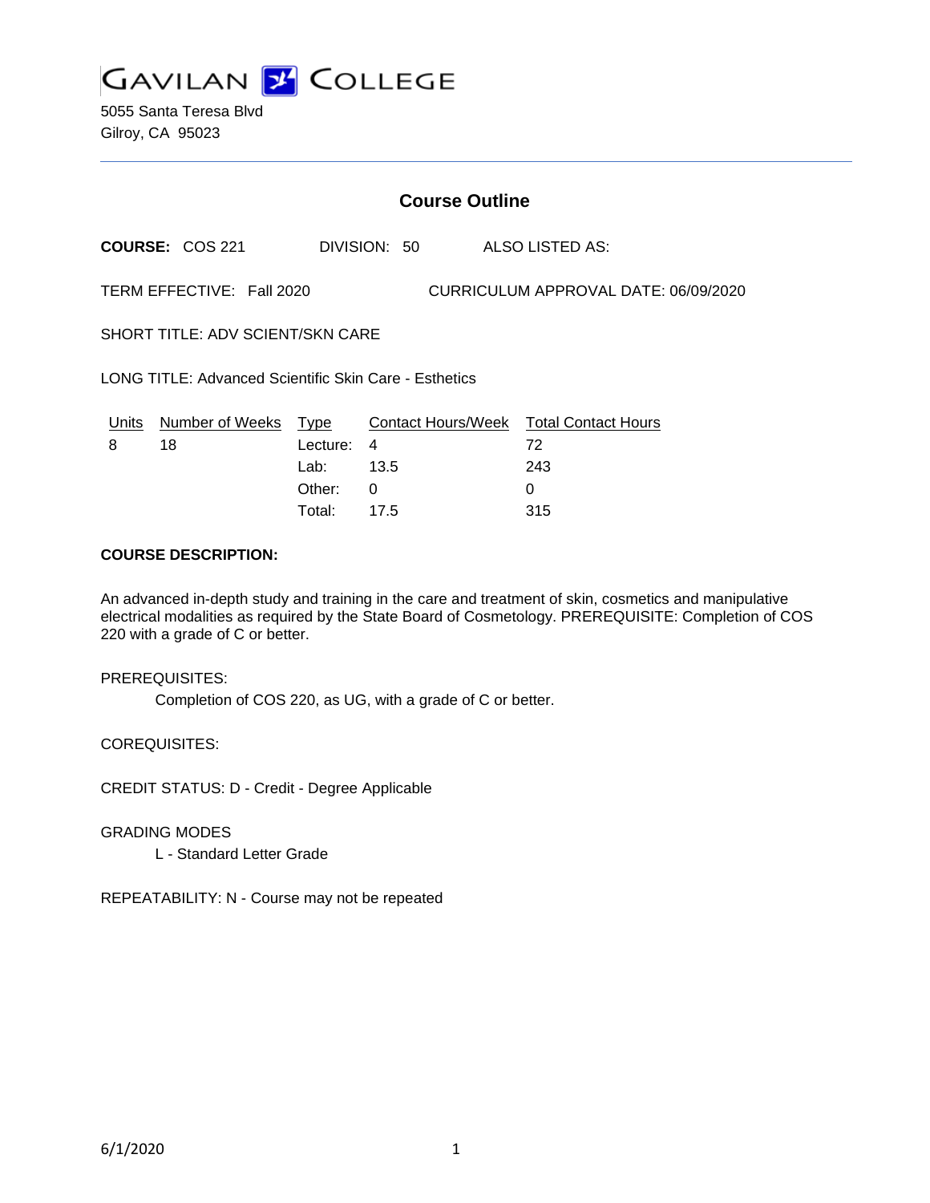# GAVILAN COLLEGE

5055 Santa Teresa Blvd
Gilroy, CA 95023

---

## Course Outline

**COURSE:** COS 221 DIVISION: 50 ALSO LISTED AS:

TERM EFFECTIVE: Fall 2020 CURRICULUM APPROVAL DATE: 06/09/2020

SHORT TITLE: ADV SCIENT/SKN CARE

LONG TITLE: Advanced Scientific Skin Care - Esthetics

| Units | Number of Weeks | Type | Contact Hours/Week | Total Contact Hours |
|---|---|---|---|---|
| 8 | 18 | Lecture: | 4 | 72 |
| | | Lab: | 13.5 | 243 |
| | | Other: | 0 | 0 |
| | | Total: | 17.5 | 315 |

**COURSE DESCRIPTION:**

An advanced in-depth study and training in the care and treatment of skin, cosmetics and manipulative electrical modalities as required by the State Board of Cosmetology. PREREQUISITE: Completion of COS 220 with a grade of C or better.

PREREQUISITES:

Completion of COS 220, as UG, with a grade of C or better.

COREQUISITES:

CREDIT STATUS: D - Credit - Degree Applicable

GRADING MODES

L - Standard Letter Grade

REPEATABILITY: N - Course may not be repeated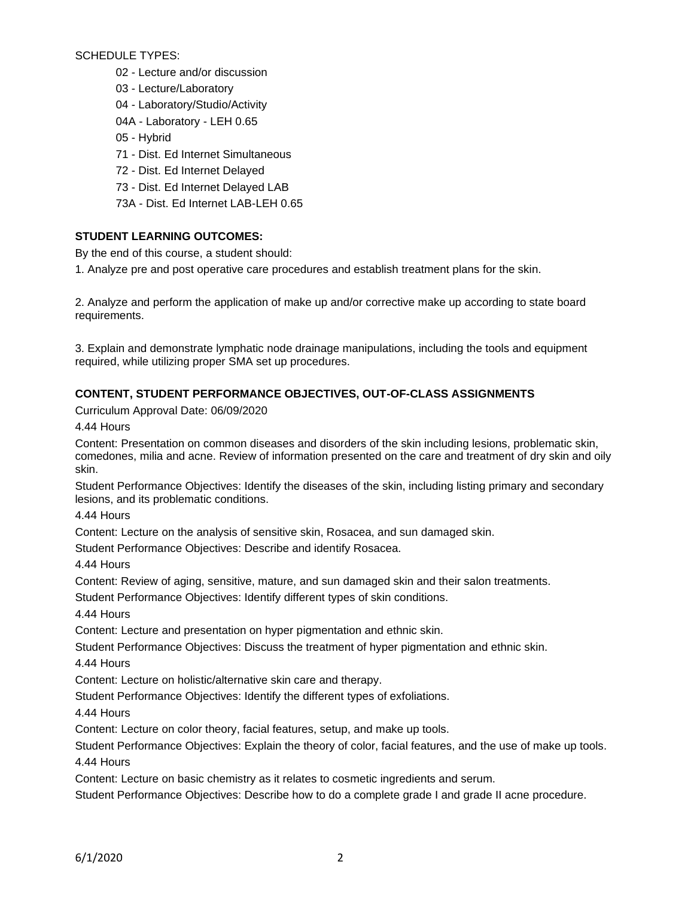SCHEDULE TYPES:

- 02 - Lecture and/or discussion
- 03 - Lecture/Laboratory
- 04 - Laboratory/Studio/Activity
- 04A - Laboratory - LEH 0.65
- 05 - Hybrid
- 71 - Dist. Ed Internet Simultaneous
- 72 - Dist. Ed Internet Delayed
- 73 - Dist. Ed Internet Delayed LAB
- 73A - Dist. Ed Internet LAB-LEH 0.65

**STUDENT LEARNING OUTCOMES:**

By the end of this course, a student should:

1. Analyze pre and post operative care procedures and establish treatment plans for the skin.

2. Analyze and perform the application of make up and/or corrective make up according to state board requirements.

3. Explain and demonstrate lymphatic node drainage manipulations, including the tools and equipment required, while utilizing proper SMA set up procedures.

**CONTENT, STUDENT PERFORMANCE OBJECTIVES, OUT-OF-CLASS ASSIGNMENTS**

Curriculum Approval Date: 06/09/2020

4.44 Hours

Content: Presentation on common diseases and disorders of the skin including lesions, problematic skin, comedones, milia and acne. Review of information presented on the care and treatment of dry skin and oily skin.

Student Performance Objectives: Identify the diseases of the skin, including listing primary and secondary lesions, and its problematic conditions.

4.44 Hours

Content: Lecture on the analysis of sensitive skin, Rosacea, and sun damaged skin.

Student Performance Objectives: Describe and identify Rosacea.

4.44 Hours

Content: Review of aging, sensitive, mature, and sun damaged skin and their salon treatments.

Student Performance Objectives: Identify different types of skin conditions.

4.44 Hours

Content: Lecture and presentation on hyper pigmentation and ethnic skin.

Student Performance Objectives: Discuss the treatment of hyper pigmentation and ethnic skin.

4.44 Hours

Content: Lecture on holistic/alternative skin care and therapy.

Student Performance Objectives: Identify the different types of exfoliations.

4.44 Hours

Content: Lecture on color theory, facial features, setup, and make up tools.

Student Performance Objectives: Explain the theory of color, facial features, and the use of make up tools.

4.44 Hours

Content: Lecture on basic chemistry as it relates to cosmetic ingredients and serum.

Student Performance Objectives: Describe how to do a complete grade I and grade II acne procedure.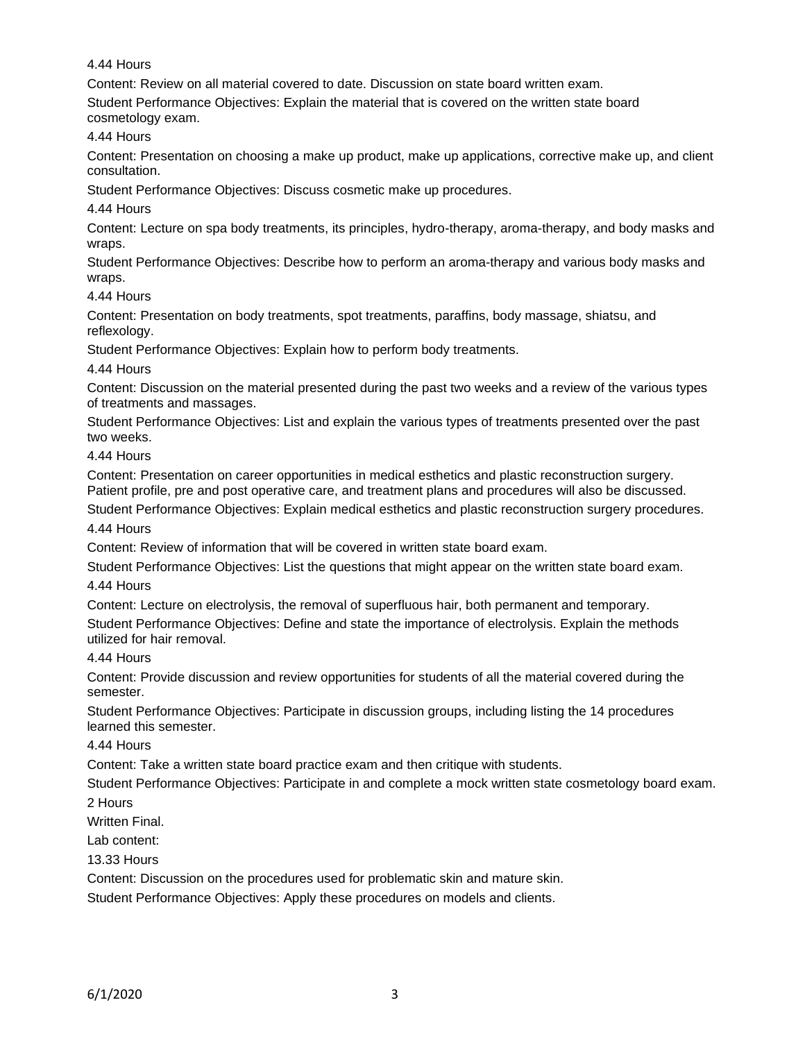4.44 Hours

Content: Review on all material covered to date. Discussion on state board written exam.

Student Performance Objectives: Explain the material that is covered on the written state board cosmetology exam.

4.44 Hours

Content: Presentation on choosing a make up product, make up applications, corrective make up, and client consultation.

Student Performance Objectives: Discuss cosmetic make up procedures.

4.44 Hours

Content: Lecture on spa body treatments, its principles, hydro-therapy, aroma-therapy, and body masks and wraps.

Student Performance Objectives: Describe how to perform an aroma-therapy and various body masks and wraps.

4.44 Hours

Content: Presentation on body treatments, spot treatments, paraffins, body massage, shiatsu, and reflexology.

Student Performance Objectives: Explain how to perform body treatments.

4.44 Hours

Content: Discussion on the material presented during the past two weeks and a review of the various types of treatments and massages.

Student Performance Objectives: List and explain the various types of treatments presented over the past two weeks.

4.44 Hours

Content: Presentation on career opportunities in medical esthetics and plastic reconstruction surgery. Patient profile, pre and post operative care, and treatment plans and procedures will also be discussed.

Student Performance Objectives: Explain medical esthetics and plastic reconstruction surgery procedures.

4.44 Hours

Content: Review of information that will be covered in written state board exam.

Student Performance Objectives: List the questions that might appear on the written state board exam.

4.44 Hours

Content: Lecture on electrolysis, the removal of superfluous hair, both permanent and temporary.

Student Performance Objectives: Define and state the importance of electrolysis. Explain the methods utilized for hair removal.

4.44 Hours

Content: Provide discussion and review opportunities for students of all the material covered during the semester.

Student Performance Objectives: Participate in discussion groups, including listing the 14 procedures learned this semester.

4.44 Hours

Content: Take a written state board practice exam and then critique with students.

Student Performance Objectives: Participate in and complete a mock written state cosmetology board exam.

2 Hours

Written Final.

Lab content:

13.33 Hours

Content: Discussion on the procedures used for problematic skin and mature skin.

Student Performance Objectives: Apply these procedures on models and clients.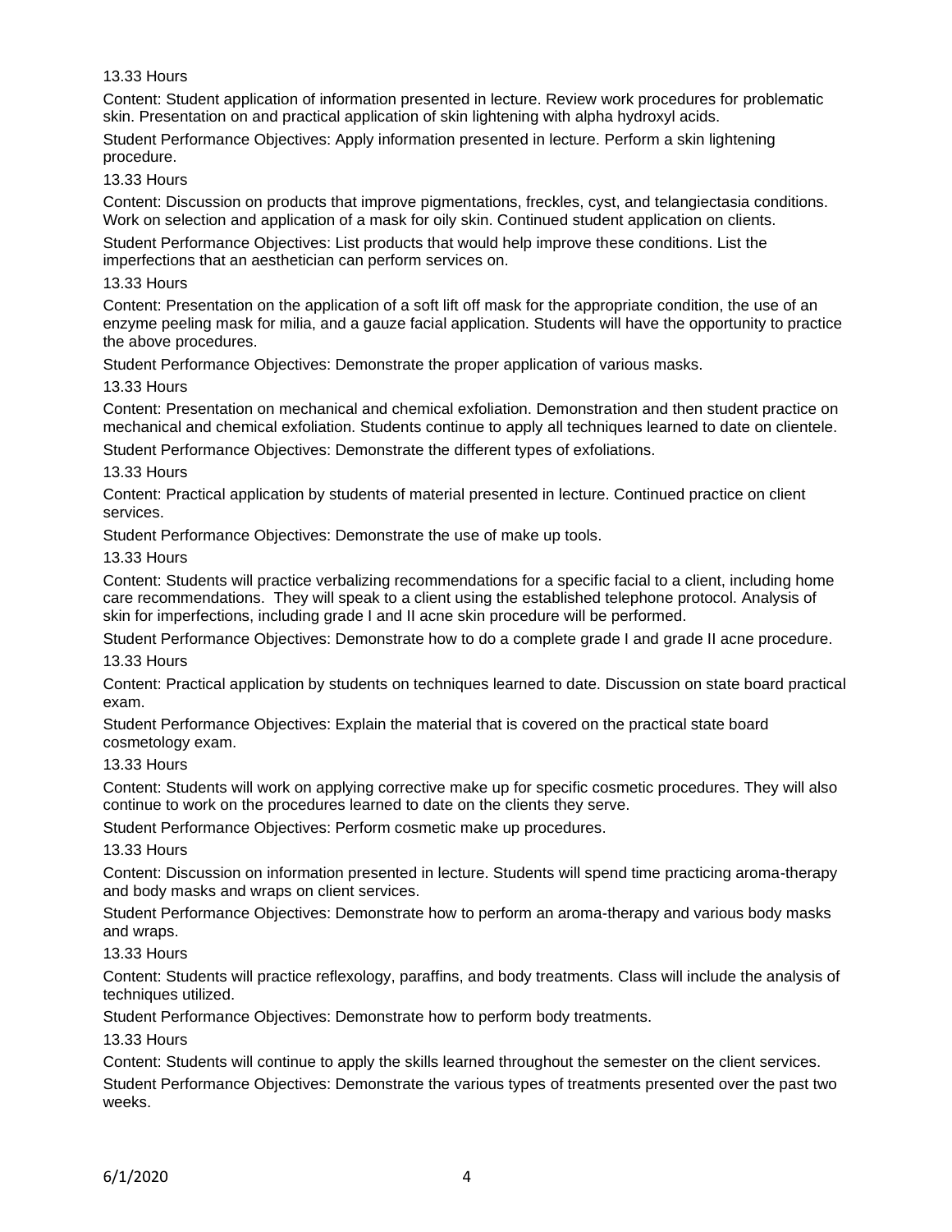13.33 Hours

Content: Student application of information presented in lecture. Review work procedures for problematic skin. Presentation on and practical application of skin lightening with alpha hydroxyl acids.

Student Performance Objectives: Apply information presented in lecture. Perform a skin lightening procedure.

13.33 Hours

Content: Discussion on products that improve pigmentations, freckles, cyst, and telangiectasia conditions. Work on selection and application of a mask for oily skin. Continued student application on clients.

Student Performance Objectives: List products that would help improve these conditions. List the imperfections that an aesthetician can perform services on.

13.33 Hours

Content: Presentation on the application of a soft lift off mask for the appropriate condition, the use of an enzyme peeling mask for milia, and a gauze facial application. Students will have the opportunity to practice the above procedures.

Student Performance Objectives: Demonstrate the proper application of various masks.

13.33 Hours

Content: Presentation on mechanical and chemical exfoliation. Demonstration and then student practice on mechanical and chemical exfoliation. Students continue to apply all techniques learned to date on clientele.

Student Performance Objectives: Demonstrate the different types of exfoliations.

13.33 Hours

Content: Practical application by students of material presented in lecture. Continued practice on client services.

Student Performance Objectives: Demonstrate the use of make up tools.

13.33 Hours

Content: Students will practice verbalizing recommendations for a specific facial to a client, including home care recommendations. They will speak to a client using the established telephone protocol. Analysis of skin for imperfections, including grade I and II acne skin procedure will be performed.

Student Performance Objectives: Demonstrate how to do a complete grade I and grade II acne procedure.

13.33 Hours

Content: Practical application by students on techniques learned to date. Discussion on state board practical exam.

Student Performance Objectives: Explain the material that is covered on the practical state board cosmetology exam.

13.33 Hours

Content: Students will work on applying corrective make up for specific cosmetic procedures. They will also continue to work on the procedures learned to date on the clients they serve.

Student Performance Objectives: Perform cosmetic make up procedures.

13.33 Hours

Content: Discussion on information presented in lecture. Students will spend time practicing aroma-therapy and body masks and wraps on client services.

Student Performance Objectives: Demonstrate how to perform an aroma-therapy and various body masks and wraps.

13.33 Hours

Content: Students will practice reflexology, paraffins, and body treatments. Class will include the analysis of techniques utilized.

Student Performance Objectives: Demonstrate how to perform body treatments.

13.33 Hours

Content: Students will continue to apply the skills learned throughout the semester on the client services.

Student Performance Objectives: Demonstrate the various types of treatments presented over the past two weeks.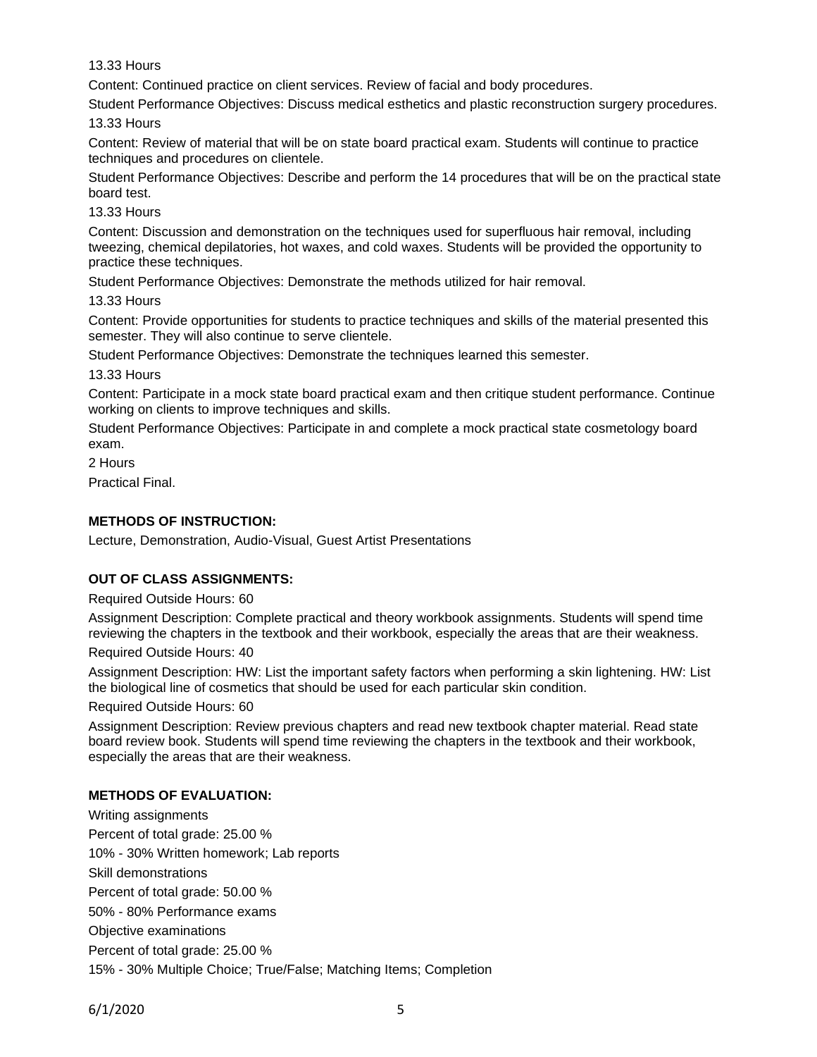13.33 Hours

Content: Continued practice on client services. Review of facial and body procedures.

Student Performance Objectives: Discuss medical esthetics and plastic reconstruction surgery procedures.

13.33 Hours

Content: Review of material that will be on state board practical exam. Students will continue to practice techniques and procedures on clientele.

Student Performance Objectives: Describe and perform the 14 procedures that will be on the practical state board test.

13.33 Hours

Content: Discussion and demonstration on the techniques used for superfluous hair removal, including tweezing, chemical depilatories, hot waxes, and cold waxes. Students will be provided the opportunity to practice these techniques.

Student Performance Objectives: Demonstrate the methods utilized for hair removal.

13.33 Hours

Content: Provide opportunities for students to practice techniques and skills of the material presented this semester. They will also continue to serve clientele.

Student Performance Objectives: Demonstrate the techniques learned this semester.

13.33 Hours

Content: Participate in a mock state board practical exam and then critique student performance. Continue working on clients to improve techniques and skills.

Student Performance Objectives: Participate in and complete a mock practical state cosmetology board exam.

2 Hours

Practical Final.

**METHODS OF INSTRUCTION:**

Lecture, Demonstration, Audio-Visual, Guest Artist Presentations

**OUT OF CLASS ASSIGNMENTS:**

Required Outside Hours: 60

Assignment Description: Complete practical and theory workbook assignments. Students will spend time reviewing the chapters in the textbook and their workbook, especially the areas that are their weakness.

Required Outside Hours: 40

Assignment Description: HW: List the important safety factors when performing a skin lightening. HW: List the biological line of cosmetics that should be used for each particular skin condition.

Required Outside Hours: 60

Assignment Description: Review previous chapters and read new textbook chapter material. Read state board review book. Students will spend time reviewing the chapters in the textbook and their workbook, especially the areas that are their weakness.

**METHODS OF EVALUATION:**

Writing assignments

Percent of total grade: 25.00 %

10% - 30% Written homework; Lab reports

Skill demonstrations

Percent of total grade: 50.00 %

50% - 80% Performance exams

Objective examinations

Percent of total grade: 25.00 %

15% - 30% Multiple Choice; True/False; Matching Items; Completion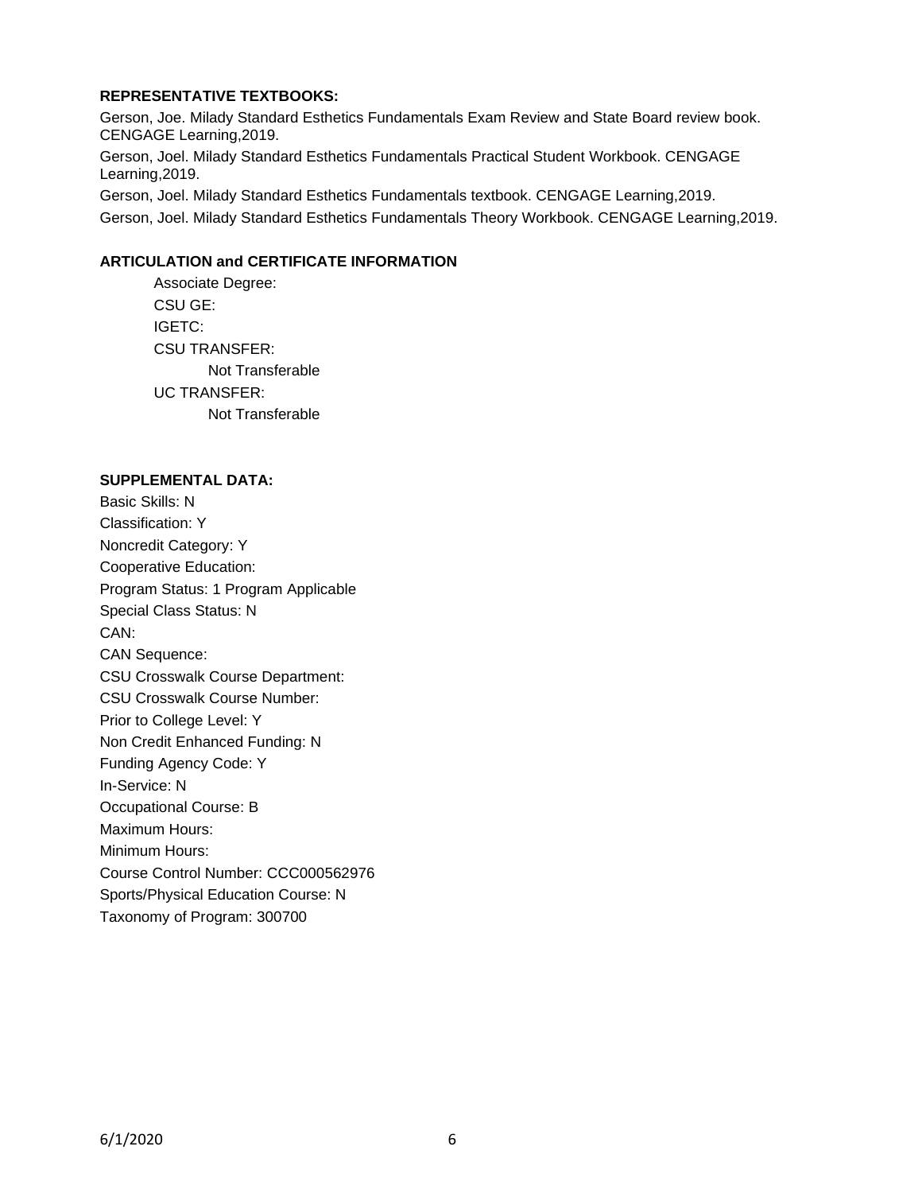**REPRESENTATIVE TEXTBOOKS:**

Gerson, Joe. Milady Standard Esthetics Fundamentals Exam Review and State Board review book. CENGAGE Learning,2019.

Gerson, Joel. Milady Standard Esthetics Fundamentals Practical Student Workbook. CENGAGE Learning,2019.

Gerson, Joel. Milady Standard Esthetics Fundamentals textbook. CENGAGE Learning,2019.

Gerson, Joel. Milady Standard Esthetics Fundamentals Theory Workbook. CENGAGE Learning,2019.

**ARTICULATION and CERTIFICATE INFORMATION**

Associate Degree:
CSU GE:
IGETC:
CSU TRANSFER:
Not Transferable
UC TRANSFER:
Not Transferable

**SUPPLEMENTAL DATA:**

Basic Skills: N
Classification: Y
Noncredit Category: Y
Cooperative Education:
Program Status: 1 Program Applicable
Special Class Status: N
CAN:
CAN Sequence:
CSU Crosswalk Course Department:
CSU Crosswalk Course Number:
Prior to College Level: Y
Non Credit Enhanced Funding: N
Funding Agency Code: Y
In-Service: N
Occupational Course: B
Maximum Hours:
Minimum Hours:
Course Control Number: CCC000562976
Sports/Physical Education Course: N
Taxonomy of Program: 300700